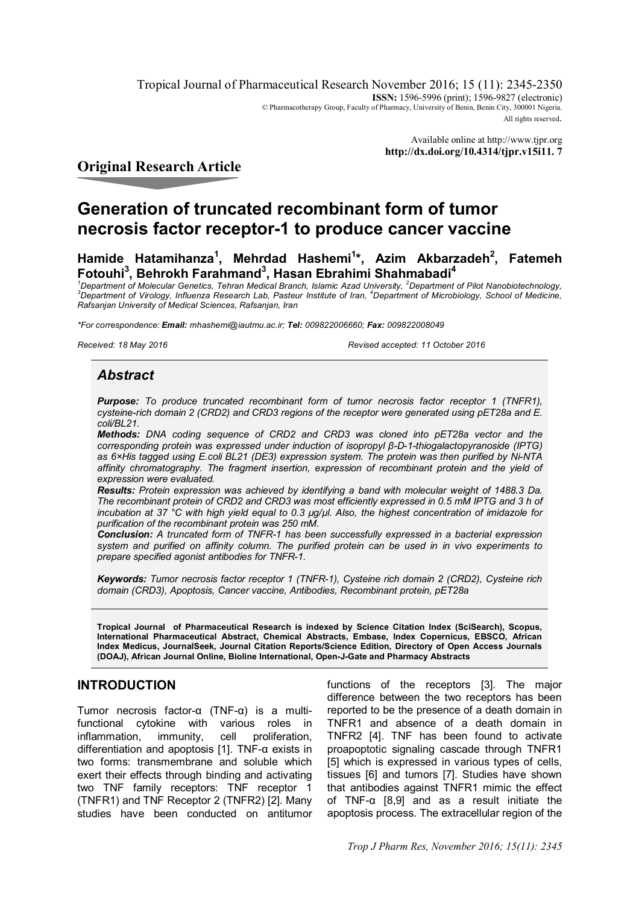**Original Research Article**

# Generation of truncated recombinant form of tumor necrosis factor receptor-1 to produce cancer vaccine

**Hamide Hatamihanza[1], Mehrdad Hashemi[1]*, Azim Akbarzadeh[2], Fatemeh Fotouhi[3], Behrokh Farahmand[3], Hasan Ebrahimi Shahmabadi[4]**

*[1]Department of Molecular Genetics, Tehran Medical Branch, Islamic Azad University, [2]Department of Pilot Nanobiotechnology, [3]Department of Virology, Influenza Research Lab, Pasteur Institute of Iran, [4]Department of Microbiology, School of Medicine, Rafsanjan University of Medical Sciences, Rafsanjan, Iran*

*\*For correspondence: **Email:** mhashemi@iautmu.ac.ir; **Tel:** 009822006660; **Fax:** 009822008049*

*Received: 18 May 2016* *Revised accepted: 11 October 2016*

## Abstract

***Purpose:*** *To produce truncated recombinant form of tumor necrosis factor receptor 1 (TNFR1), cysteine-rich domain 2 (CRD2) and CRD3 regions of the receptor were generated using pET28a and E. coli/BL21.*

***Methods:*** *DNA coding sequence of CRD2 and CRD3 was cloned into pET28a vector and the corresponding protein was expressed under induction of isopropyl β-D-1-thiogalactopyranoside (IPTG) as 6×His tagged using E.coli BL21 (DE3) expression system. The protein was then purified by Ni-NTA affinity chromatography. The fragment insertion, expression of recombinant protein and the yield of expression were evaluated.*

***Results:*** *Protein expression was achieved by identifying a band with molecular weight of 1488.3 Da. The recombinant protein of CRD2 and CRD3 was most efficiently expressed in 0.5 mM IPTG and 3 h of incubation at 37 °C with high yield equal to 0.3 µg/µl. Also, the highest concentration of imidazole for purification of the recombinant protein was 250 mM.*

***Conclusion:*** *A truncated form of TNFR-1 has been successfully expressed in a bacterial expression system and purified on affinity column. The purified protein can be used in in vivo experiments to prepare specified agonist antibodies for TNFR-1.*

***Keywords:*** *Tumor necrosis factor receptor 1 (TNFR-1), Cysteine rich domain 2 (CRD2), Cysteine rich domain (CRD3), Apoptosis, Cancer vaccine, Antibodies, Recombinant protein, pET28a*

**Tropical Journal of Pharmaceutical Research is indexed by Science Citation Index (SciSearch), Scopus, International Pharmaceutical Abstract, Chemical Abstracts, Embase, Index Copernicus, EBSCO, African Index Medicus, JournalSeek, Journal Citation Reports/Science Edition, Directory of Open Access Journals (DOAJ), African Journal Online, Bioline International, Open-J-Gate and Pharmacy Abstracts**

## INTRODUCTION

Tumor necrosis factor-α (TNF-α) is a multi-functional cytokine with various roles in inflammation, immunity, cell proliferation, differentiation and apoptosis [1]. TNF-α exists in two forms: transmembrane and soluble which exert their effects through binding and activating two TNF family receptors: TNF receptor 1 (TNFR1) and TNF Receptor 2 (TNFR2) [2]. Many studies have been conducted on antitumor functions of the receptors [3]. The major difference between the two receptors has been reported to be the presence of a death domain in TNFR1 and absence of a death domain in TNFR2 [4]. TNF has been found to activate proapoptotic signaling cascade through TNFR1 [5] which is expressed in various types of cells, tissues [6] and tumors [7]. Studies have shown that antibodies against TNFR1 mimic the effect of TNF-α [8,9] and as a result initiate the apoptosis process. The extracellular region of the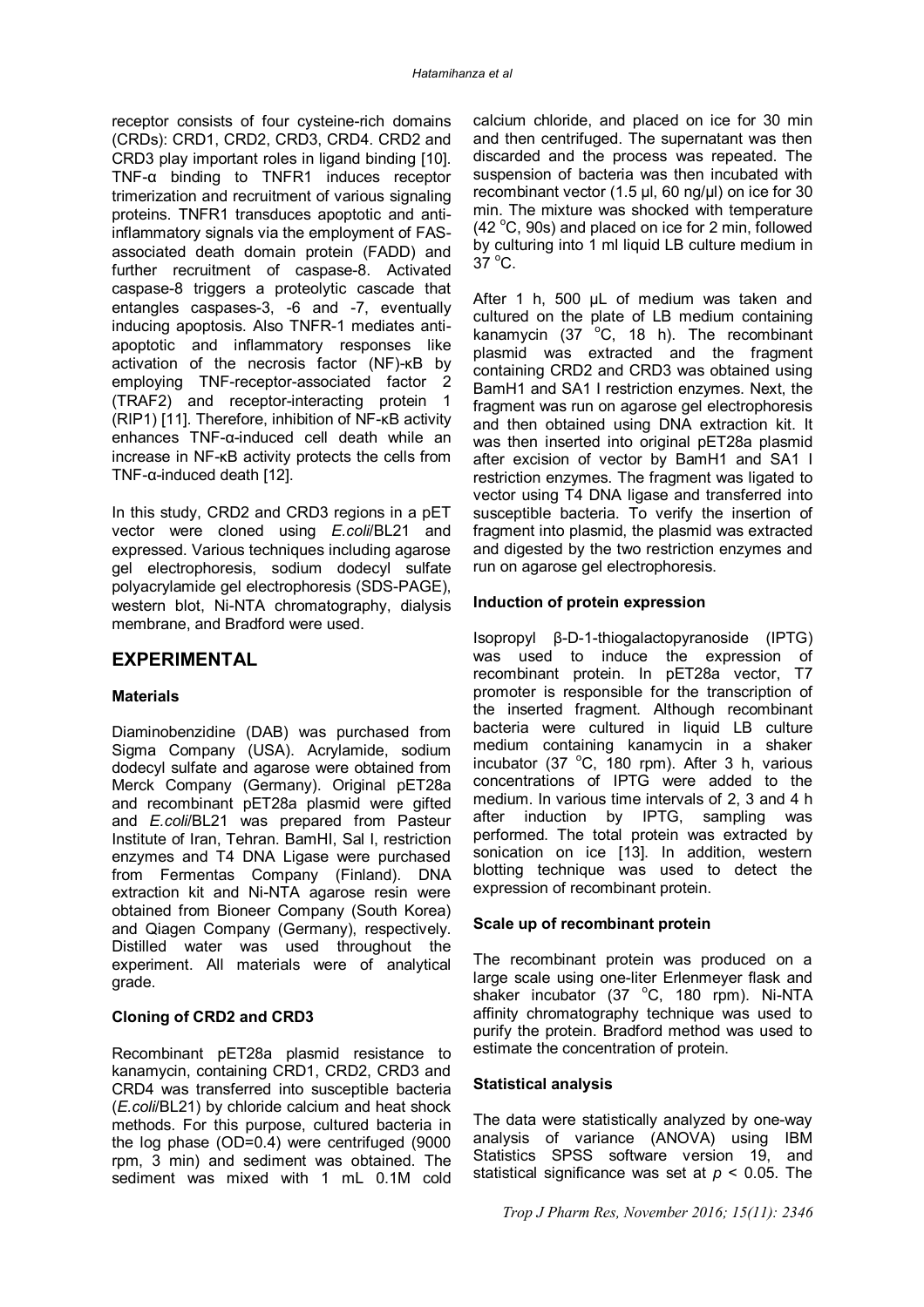receptor consists of four cysteine-rich domains (CRDs): CRD1, CRD2, CRD3, CRD4. CRD2 and CRD3 play important roles in ligand binding [10]. TNF-α binding to TNFR1 induces receptor trimerization and recruitment of various signaling proteins. TNFR1 transduces apoptotic and anti-inflammatory signals via the employment of FAS-associated death domain protein (FADD) and further recruitment of caspase-8. Activated caspase-8 triggers a proteolytic cascade that entangles caspases-3, -6 and -7, eventually inducing apoptosis. Also TNFR-1 mediates anti-apoptotic and inflammatory responses like activation of the necrosis factor (NF)-κB by employing TNF-receptor-associated factor 2 (TRAF2) and receptor-interacting protein 1 (RIP1) [11]. Therefore, inhibition of NF-κB activity enhances TNF-α-induced cell death while an increase in NF-κB activity protects the cells from TNF-α-induced death [12].

In this study, CRD2 and CRD3 regions in a pET vector were cloned using *E.coli*/BL21 and expressed. Various techniques including agarose gel electrophoresis, sodium dodecyl sulfate polyacrylamide gel electrophoresis (SDS-PAGE), western blot, Ni-NTA chromatography, dialysis membrane, and Bradford were used.

## EXPERIMENTAL

### Materials

Diaminobenzidine (DAB) was purchased from Sigma Company (USA). Acrylamide, sodium dodecyl sulfate and agarose were obtained from Merck Company (Germany). Original pET28a and recombinant pET28a plasmid were gifted and *E.coli*/BL21 was prepared from Pasteur Institute of Iran, Tehran. BamHI, Sal I, restriction enzymes and T4 DNA Ligase were purchased from Fermentas Company (Finland). DNA extraction kit and Ni-NTA agarose resin were obtained from Bioneer Company (South Korea) and Qiagen Company (Germany), respectively. Distilled water was used throughout the experiment. All materials were of analytical grade.

### Cloning of CRD2 and CRD3

Recombinant pET28a plasmid resistance to kanamycin, containing CRD1, CRD2, CRD3 and CRD4 was transferred into susceptible bacteria (*E.coli*/BL21) by chloride calcium and heat shock methods. For this purpose, cultured bacteria in the log phase (OD=0.4) were centrifuged (9000 rpm, 3 min) and sediment was obtained. The sediment was mixed with 1 mL 0.1M cold calcium chloride, and placed on ice for 30 min and then centrifuged. The supernatant was then discarded and the process was repeated. The suspension of bacteria was then incubated with recombinant vector (1.5 µl, 60 ng/µl) on ice for 30 min. The mixture was shocked with temperature (42 °C, 90s) and placed on ice for 2 min, followed by culturing into 1 ml liquid LB culture medium in 37 °C.

After 1 h, 500 µL of medium was taken and cultured on the plate of LB medium containing kanamycin (37 °C, 18 h). The recombinant plasmid was extracted and the fragment containing CRD2 and CRD3 was obtained using BamH1 and SA1 I restriction enzymes. Next, the fragment was run on agarose gel electrophoresis and then obtained using DNA extraction kit. It was then inserted into original pET28a plasmid after excision of vector by BamH1 and SA1 I restriction enzymes. The fragment was ligated to vector using T4 DNA ligase and transferred into susceptible bacteria. To verify the insertion of fragment into plasmid, the plasmid was extracted and digested by the two restriction enzymes and run on agarose gel electrophoresis.

### Induction of protein expression

Isopropyl β-D-1-thiogalactopyranoside (IPTG) was used to induce the expression of recombinant protein. In pET28a vector, T7 promoter is responsible for the transcription of the inserted fragment. Although recombinant bacteria were cultured in liquid LB culture medium containing kanamycin in a shaker incubator (37 °C, 180 rpm). After 3 h, various concentrations of IPTG were added to the medium. In various time intervals of 2, 3 and 4 h after induction by IPTG, sampling was performed. The total protein was extracted by sonication on ice [13]. In addition, western blotting technique was used to detect the expression of recombinant protein.

### Scale up of recombinant protein

The recombinant protein was produced on a large scale using one-liter Erlenmeyer flask and shaker incubator (37 °C, 180 rpm). Ni-NTA affinity chromatography technique was used to purify the protein. Bradford method was used to estimate the concentration of protein.

### Statistical analysis

The data were statistically analyzed by one-way analysis of variance (ANOVA) using IBM Statistics SPSS software version 19, and statistical significance was set at $p < 0.05$. The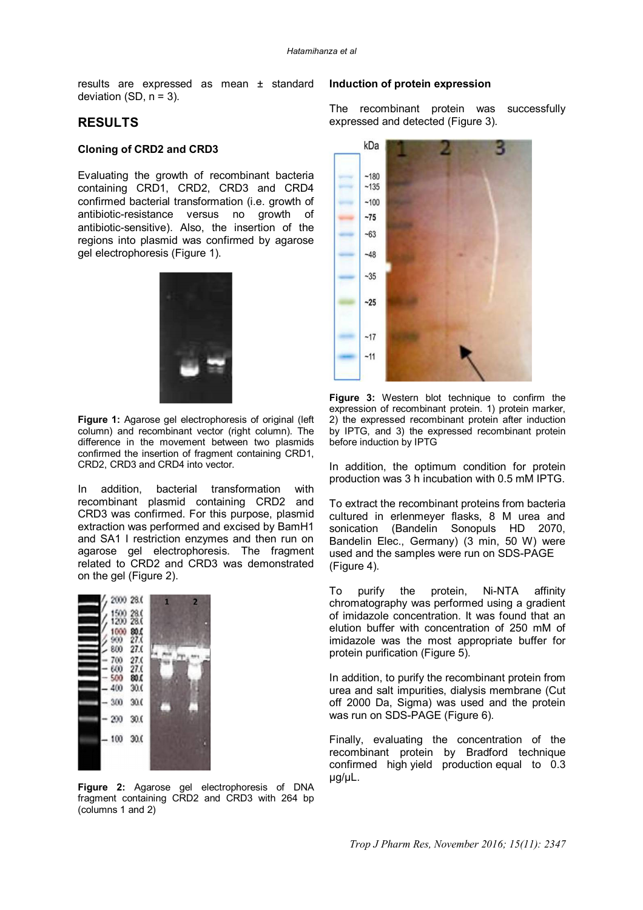results are expressed as mean ± standard deviation (SD, n = 3).

## RESULTS

### Cloning of CRD2 and CRD3

Evaluating the growth of recombinant bacteria containing CRD1, CRD2, CRD3 and CRD4 confirmed bacterial transformation (i.e. growth of antibiotic-resistance versus no growth of antibiotic-sensitive). Also, the insertion of the regions into plasmid was confirmed by agarose gel electrophoresis (Figure 1).

**Figure 1:** Agarose gel electrophoresis of original (left column) and recombinant vector (right column). The difference in the movement between two plasmids confirmed the insertion of fragment containing CRD1, CRD2, CRD3 and CRD4 into vector.

In addition, bacterial transformation with recombinant plasmid containing CRD2 and CRD3 was confirmed. For this purpose, plasmid extraction was performed and excised by BamH1 and SA1 I restriction enzymes and then run on agarose gel electrophoresis. The fragment related to CRD2 and CRD3 was demonstrated on the gel (Figure 2).

**Figure 2:** Agarose gel electrophoresis of DNA fragment containing CRD2 and CRD3 with 264 bp (columns 1 and 2)

### Induction of protein expression

The recombinant protein was successfully expressed and detected (Figure 3).

**Figure 3:** Western blot technique to confirm the expression of recombinant protein. 1) protein marker, 2) the expressed recombinant protein after induction by IPTG, and 3) the expressed recombinant protein before induction by IPTG

In addition, the optimum condition for protein production was 3 h incubation with 0.5 mM IPTG.

To extract the recombinant proteins from bacteria cultured in erlenmeyer flasks, 8 M urea and sonication (Bandelin Sonopuls HD 2070, Bandelin Elec., Germany) (3 min, 50 W) were used and the samples were run on SDS-PAGE (Figure 4).

To purify the protein, Ni-NTA affinity chromatography was performed using a gradient of imidazole concentration. It was found that an elution buffer with concentration of 250 mM of imidazole was the most appropriate buffer for protein purification (Figure 5).

In addition, to purify the recombinant protein from urea and salt impurities, dialysis membrane (Cut off 2000 Da, Sigma) was used and the protein was run on SDS-PAGE (Figure 6).

Finally, evaluating the concentration of the recombinant protein by Bradford technique confirmed high yield production equal to 0.3 μg/μL.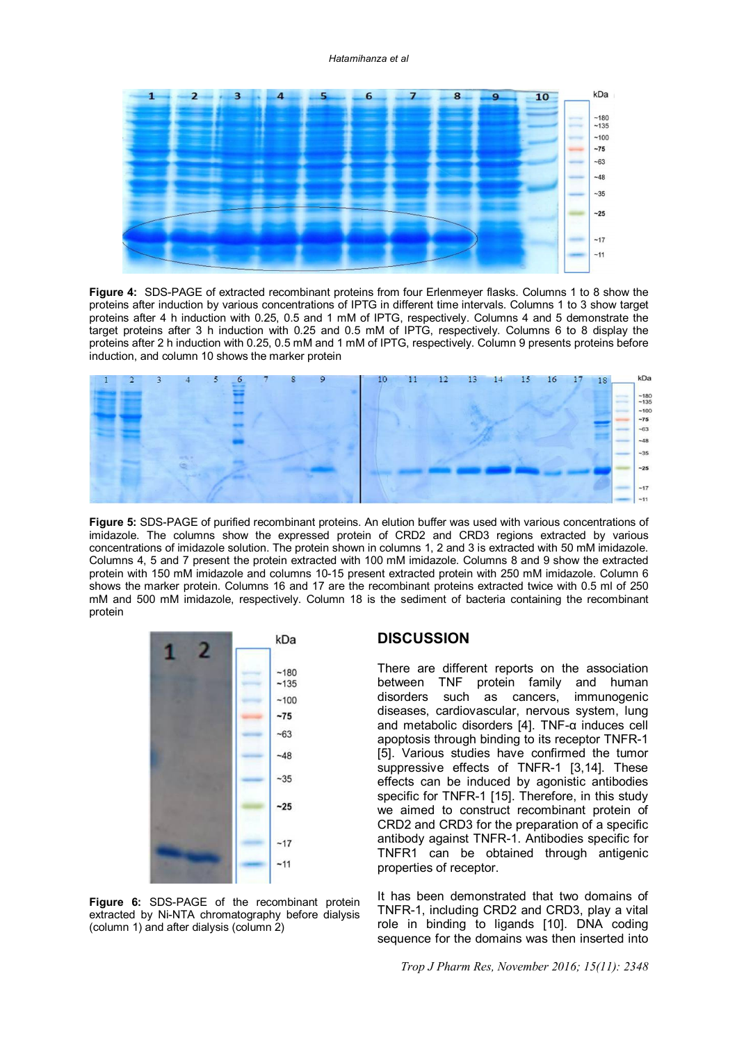**Figure 4:** SDS-PAGE of extracted recombinant proteins from four Erlenmeyer flasks. Columns 1 to 8 show the proteins after induction by various concentrations of IPTG in different time intervals. Columns 1 to 3 show target proteins after 4 h induction with 0.25, 0.5 and 1 mM of IPTG, respectively. Columns 4 and 5 demonstrate the target proteins after 3 h induction with 0.25 and 0.5 mM of IPTG, respectively. Columns 6 to 8 display the proteins after 2 h induction with 0.25, 0.5 mM and 1 mM of IPTG, respectively. Column 9 presents proteins before induction, and column 10 shows the marker protein

**Figure 5:** SDS-PAGE of purified recombinant proteins. An elution buffer was used with various concentrations of imidazole. The columns show the expressed protein of CRD2 and CRD3 regions extracted by various concentrations of imidazole solution. The protein shown in columns 1, 2 and 3 is extracted with 50 mM imidazole. Columns 4, 5 and 7 present the protein extracted with 100 mM imidazole. Columns 8 and 9 show the extracted protein with 150 mM imidazole and columns 10-15 present extracted protein with 250 mM imidazole. Column 6 shows the marker protein. Columns 16 and 17 are the recombinant proteins extracted twice with 0.5 ml of 250 mM and 500 mM imidazole, respectively. Column 18 is the sediment of bacteria containing the recombinant protein

**Figure 6:** SDS-PAGE of the recombinant protein extracted by Ni-NTA chromatography before dialysis (column 1) and after dialysis (column 2)

## DISCUSSION

There are different reports on the association between TNF protein family and human disorders such as cancers, immunogenic diseases, cardiovascular, nervous system, lung and metabolic disorders [4]. TNF-α induces cell apoptosis through binding to its receptor TNFR-1 [5]. Various studies have confirmed the tumor suppressive effects of TNFR-1 [3,14]. These effects can be induced by agonistic antibodies specific for TNFR-1 [15]. Therefore, in this study we aimed to construct recombinant protein of CRD2 and CRD3 for the preparation of a specific antibody against TNFR-1. Antibodies specific for TNFR1 can be obtained through antigenic properties of receptor.

It has been demonstrated that two domains of TNFR-1, including CRD2 and CRD3, play a vital role in binding to ligands [10]. DNA coding sequence for the domains was then inserted into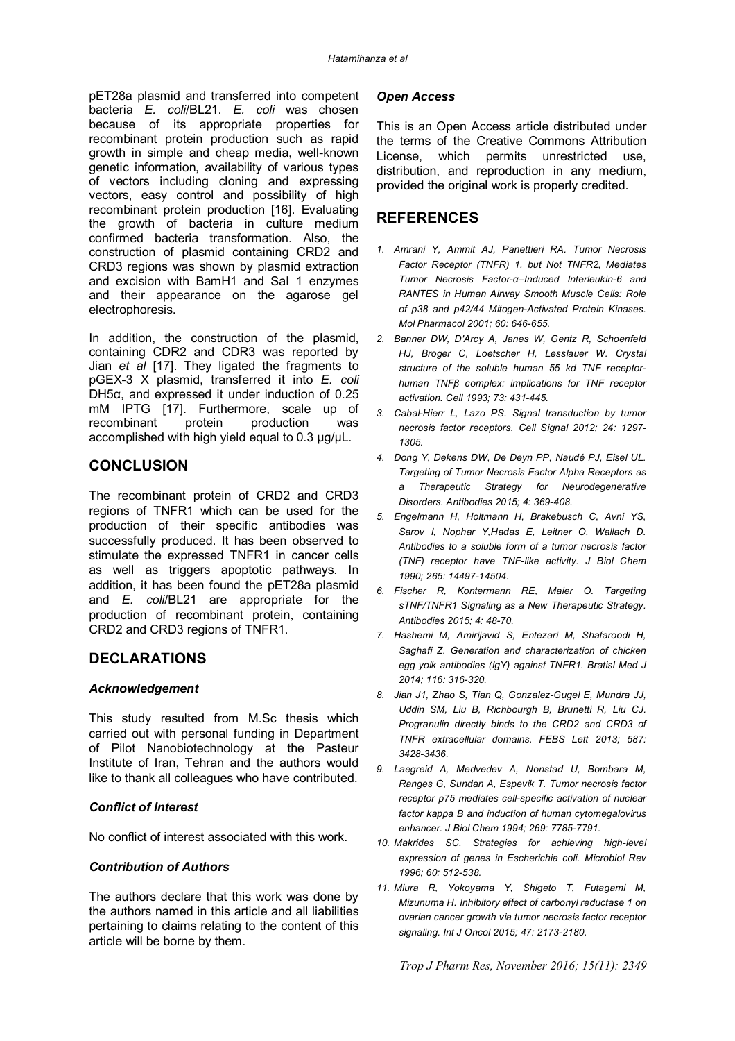pET28a plasmid and transferred into competent bacteria *E. coli*/BL21. *E. coli* was chosen because of its appropriate properties for recombinant protein production such as rapid growth in simple and cheap media, well-known genetic information, availability of various types of vectors including cloning and expressing vectors, easy control and possibility of high recombinant protein production [16]. Evaluating the growth of bacteria in culture medium confirmed bacteria transformation. Also, the construction of plasmid containing CRD2 and CRD3 regions was shown by plasmid extraction and excision with BamH1 and Sal 1 enzymes and their appearance on the agarose gel electrophoresis.

In addition, the construction of the plasmid, containing CDR2 and CDR3 was reported by Jian *et al* [17]. They ligated the fragments to pGEX-3 X plasmid, transferred it into *E. coli* DH5α, and expressed it under induction of 0.25 mM IPTG [17]. Furthermore, scale up of recombinant protein production was accomplished with high yield equal to 0.3 µg/µL.

## CONCLUSION

The recombinant protein of CRD2 and CRD3 regions of TNFR1 which can be used for the production of their specific antibodies was successfully produced. It has been observed to stimulate the expressed TNFR1 in cancer cells as well as triggers apoptotic pathways. In addition, it has been found the pET28a plasmid and *E. coli*/BL21 are appropriate for the production of recombinant protein, containing CRD2 and CRD3 regions of TNFR1.

## DECLARATIONS

### *Acknowledgement*

This study resulted from M.Sc thesis which carried out with personal funding in Department of Pilot Nanobiotechnology at the Pasteur Institute of Iran, Tehran and the authors would like to thank all colleagues who have contributed.

### *Conflict of Interest*

No conflict of interest associated with this work.

### *Contribution of Authors*

The authors declare that this work was done by the authors named in this article and all liabilities pertaining to claims relating to the content of this article will be borne by them.

### *Open Access*

This is an Open Access article distributed under the terms of the Creative Commons Attribution License, which permits unrestricted use, distribution, and reproduction in any medium, provided the original work is properly credited.

## REFERENCES

1. *Amrani Y, Ammit AJ, Panettieri RA. Tumor Necrosis Factor Receptor (TNFR) 1, but Not TNFR2, Mediates Tumor Necrosis Factor-α–Induced Interleukin-6 and RANTES in Human Airway Smooth Muscle Cells: Role of p38 and p42/44 Mitogen-Activated Protein Kinases. Mol Pharmacol 2001; 60: 646-655.*
2. *Banner DW, D'Arcy A, Janes W, Gentz R, Schoenfeld HJ, Broger C, Loetscher H, Lesslauer W. Crystal structure of the soluble human 55 kd TNF receptor-human TNFβ complex: implications for TNF receptor activation. Cell 1993; 73: 431-445.*
3. *Cabal-Hierr L, Lazo PS. Signal transduction by tumor necrosis factor receptors. Cell Signal 2012; 24: 1297-1305.*
4. *Dong Y, Dekens DW, De Deyn PP, Naudé PJ, Eisel UL. Targeting of Tumor Necrosis Factor Alpha Receptors as a Therapeutic Strategy for Neurodegenerative Disorders. Antibodies 2015; 4: 369-408.*
5. *Engelmann H, Holtmann H, Brakebusch C, Avni YS, Sarov I, Nophar Y,Hadas E, Leitner O, Wallach D. Antibodies to a soluble form of a tumor necrosis factor (TNF) receptor have TNF-like activity. J Biol Chem 1990; 265: 14497-14504.*
6. *Fischer R, Kontermann RE, Maier O. Targeting sTNF/TNFR1 Signaling as a New Therapeutic Strategy. Antibodies 2015; 4: 48-70.*
7. *Hashemi M, Amirijavid S, Entezari M, Shafaroodi H, Saghafi Z. Generation and characterization of chicken egg yolk antibodies (IgY) against TNFR1. Bratisl Med J 2014; 116: 316-320.*
8. *Jian J1, Zhao S, Tian Q, Gonzalez-Gugel E, Mundra JJ, Uddin SM, Liu B, Richbourgh B, Brunetti R, Liu CJ. Progranulin directly binds to the CRD2 and CRD3 of TNFR extracellular domains. FEBS Lett 2013; 587: 3428-3436.*
9. *Laegreid A, Medvedev A, Nonstad U, Bombara M, Ranges G, Sundan A, Espevik T. Tumor necrosis factor receptor p75 mediates cell-specific activation of nuclear factor kappa B and induction of human cytomegalovirus enhancer. J Biol Chem 1994; 269: 7785-7791.*
10. *Makrides SC. Strategies for achieving high-level expression of genes in Escherichia coli. Microbiol Rev 1996; 60: 512-538.*
11. *Miura R, Yokoyama Y, Shigeto T, Futagami M, Mizunuma H. Inhibitory effect of carbonyl reductase 1 on ovarian cancer growth via tumor necrosis factor receptor signaling. Int J Oncol 2015; 47: 2173-2180.*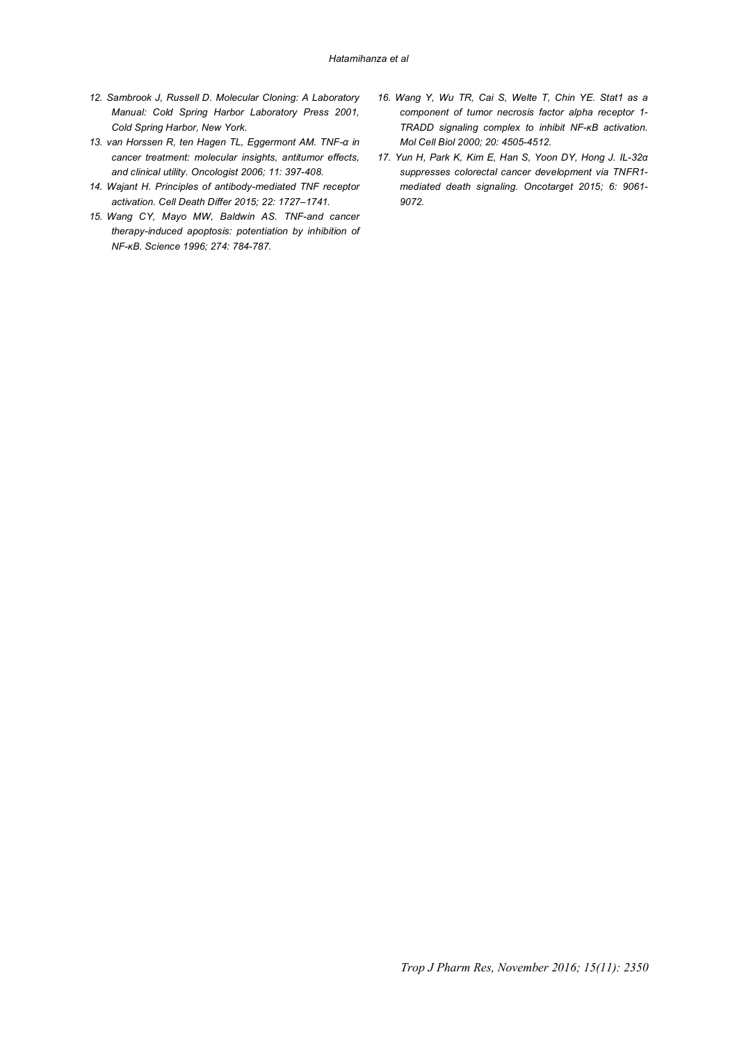12. Sambrook J, Russell D. Molecular Cloning: A Laboratory Manual: Cold Spring Harbor Laboratory Press 2001, Cold Spring Harbor, New York.
13. van Horssen R, ten Hagen TL, Eggermont AM. TNF-α in cancer treatment: molecular insights, antitumor effects, and clinical utility. Oncologist 2006; 11: 397-408.
14. Wajant H. Principles of antibody-mediated TNF receptor activation. Cell Death Differ 2015; 22: 1727–1741.
15. Wang CY, Mayo MW, Baldwin AS. TNF-and cancer therapy-induced apoptosis: potentiation by inhibition of NF-κB. Science 1996; 274: 784-787.
16. Wang Y, Wu TR, Cai S, Welte T, Chin YE. Stat1 as a component of tumor necrosis factor alpha receptor 1-TRADD signaling complex to inhibit NF-κB activation. Mol Cell Biol 2000; 20: 4505-4512.
17. Yun H, Park K, Kim E, Han S, Yoon DY, Hong J. IL-32α suppresses colorectal cancer development via TNFR1-mediated death signaling. Oncotarget 2015; 6: 9061-9072.